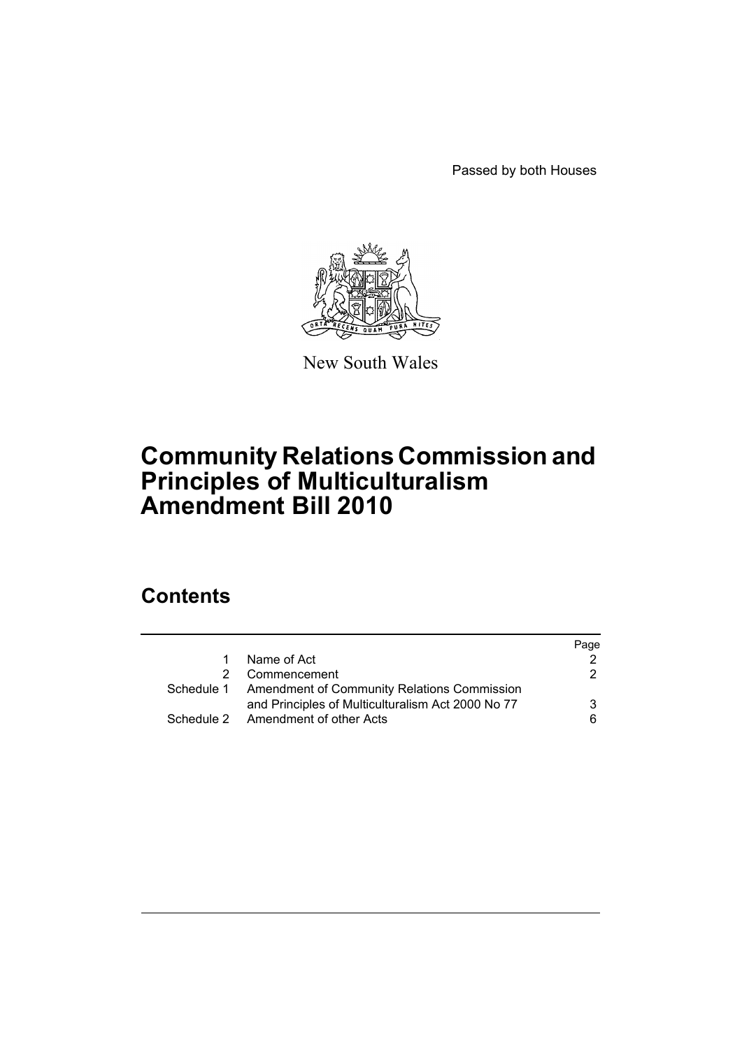Passed by both Houses

New South Wales

# Community Relations Commission and Principles of Multiculturalism Amendment Bill 2010

## Contents

| | | Page |
|---|---|---|
| 1 | Name of Act | 2 |
| 2 | Commencement | 2 |
| Schedule 1 | Amendment of Community Relations Commission and Principles of Multiculturalism Act 2000 No 77 | 3 |
| Schedule 2 | Amendment of other Acts | 6 |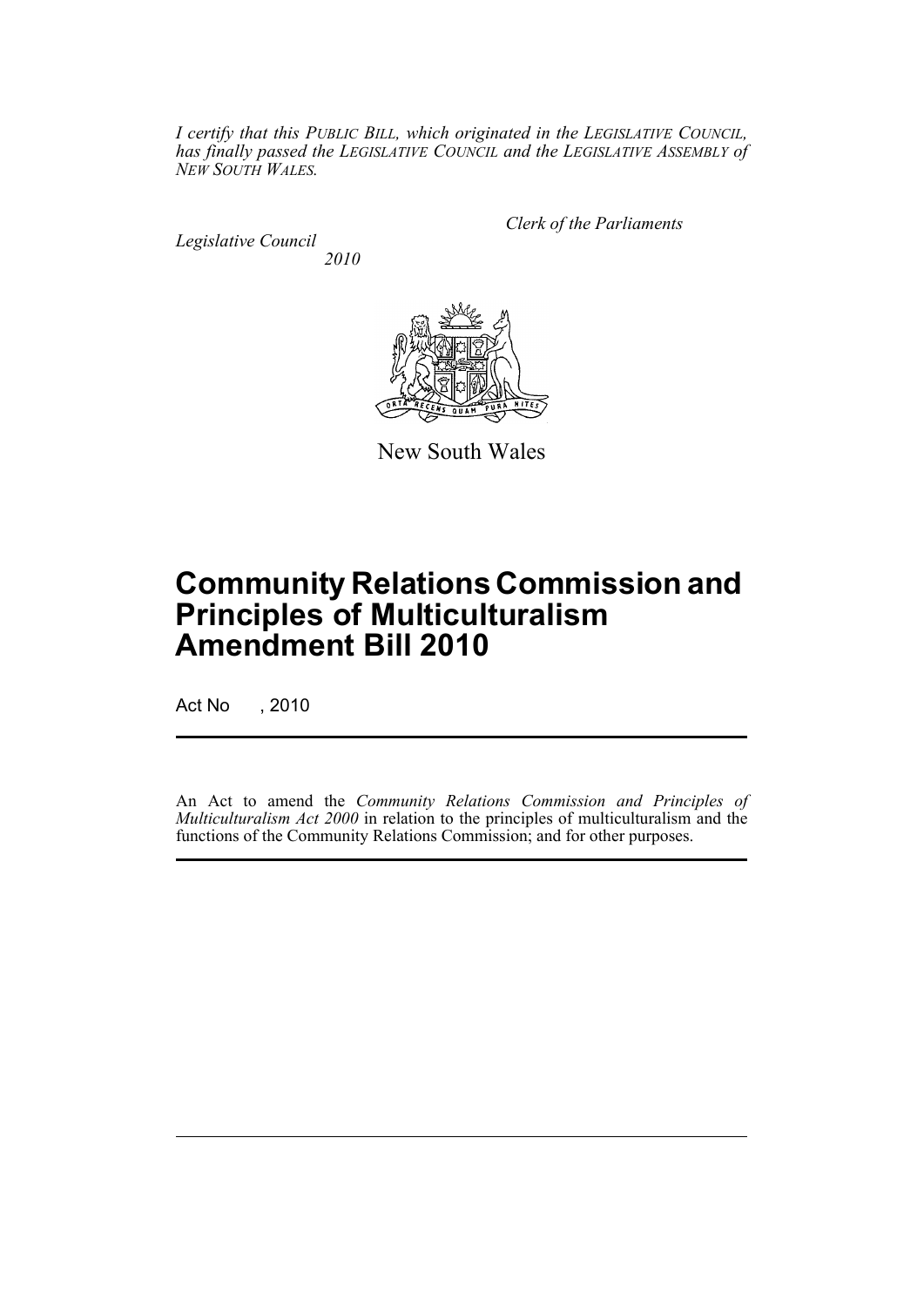*I certify that this PUBLIC BILL, which originated in the LEGISLATIVE COUNCIL, has finally passed the LEGISLATIVE COUNCIL and the LEGISLATIVE ASSEMBLY of NEW SOUTH WALES.*

*Clerk of the Parliaments*

*Legislative Council*
*2010*

New South Wales

# Community Relations Commission and Principles of Multiculturalism Amendment Bill 2010

Act No , 2010

An Act to amend the *Community Relations Commission and Principles of Multiculturalism Act 2000* in relation to the principles of multiculturalism and the functions of the Community Relations Commission; and for other purposes.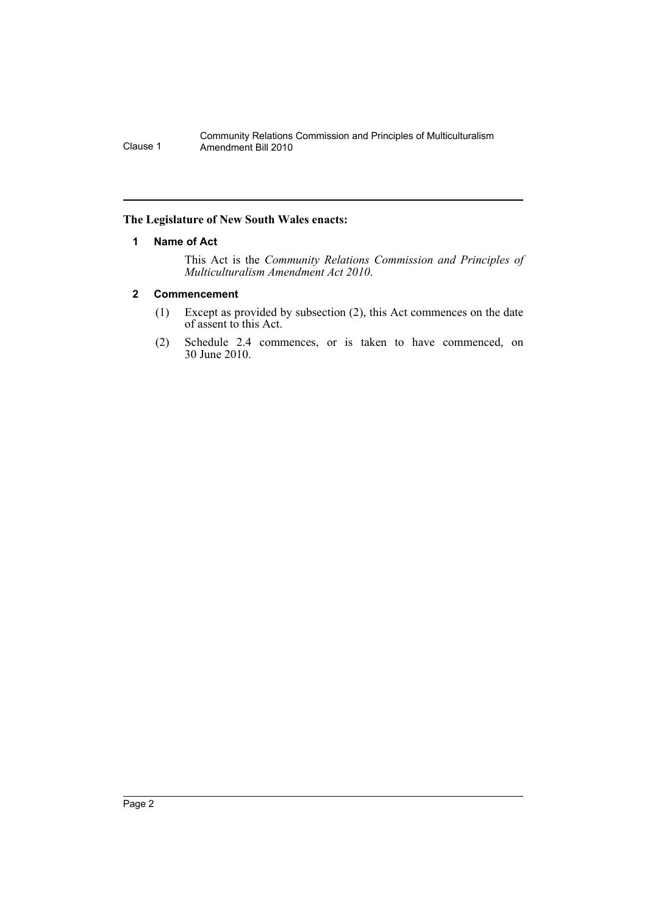**The Legislature of New South Wales enacts:**

## 1 Name of Act

This Act is the *Community Relations Commission and Principles of Multiculturalism Amendment Act 2010*.

## 2 Commencement

(1) Except as provided by subsection (2), this Act commences on the date of assent to this Act.

(2) Schedule 2.4 commences, or is taken to have commenced, on 30 June 2010.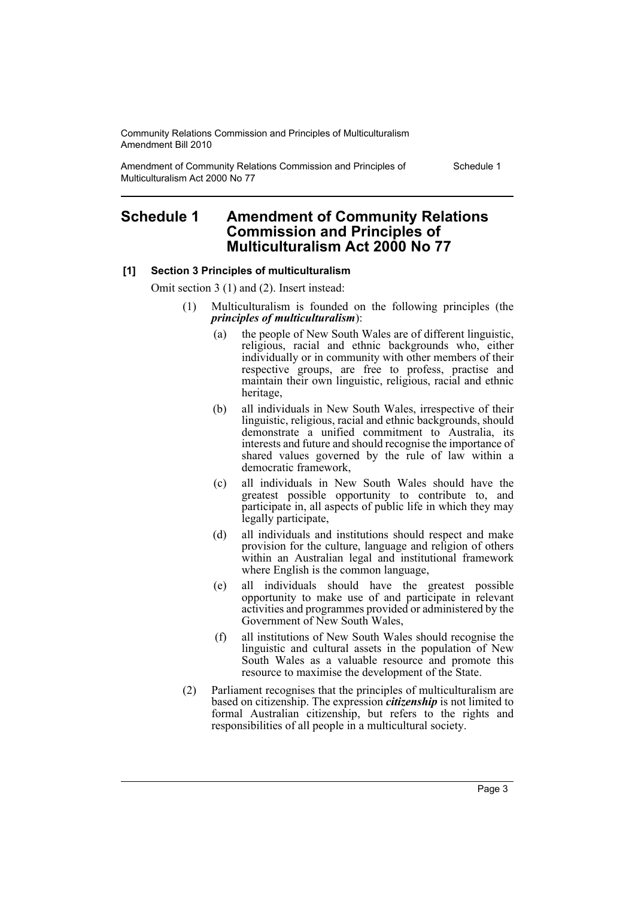## Schedule 1 Amendment of Community Relations Commission and Principles of Multiculturalism Act 2000 No 77

**[1] Section 3 Principles of multiculturalism**

Omit section 3 (1) and (2). Insert instead:

(1) Multiculturalism is founded on the following principles (the ***principles of multiculturalism***):

(a) the people of New South Wales are of different linguistic, religious, racial and ethnic backgrounds who, either individually or in community with other members of their respective groups, are free to profess, practise and maintain their own linguistic, religious, racial and ethnic heritage,

(b) all individuals in New South Wales, irrespective of their linguistic, religious, racial and ethnic backgrounds, should demonstrate a unified commitment to Australia, its interests and future and should recognise the importance of shared values governed by the rule of law within a democratic framework,

(c) all individuals in New South Wales should have the greatest possible opportunity to contribute to, and participate in, all aspects of public life in which they may legally participate,

(d) all individuals and institutions should respect and make provision for the culture, language and religion of others within an Australian legal and institutional framework where English is the common language,

(e) all individuals should have the greatest possible opportunity to make use of and participate in relevant activities and programmes provided or administered by the Government of New South Wales,

(f) all institutions of New South Wales should recognise the linguistic and cultural assets in the population of New South Wales as a valuable resource and promote this resource to maximise the development of the State.

(2) Parliament recognises that the principles of multiculturalism are based on citizenship. The expression ***citizenship*** is not limited to formal Australian citizenship, but refers to the rights and responsibilities of all people in a multicultural society.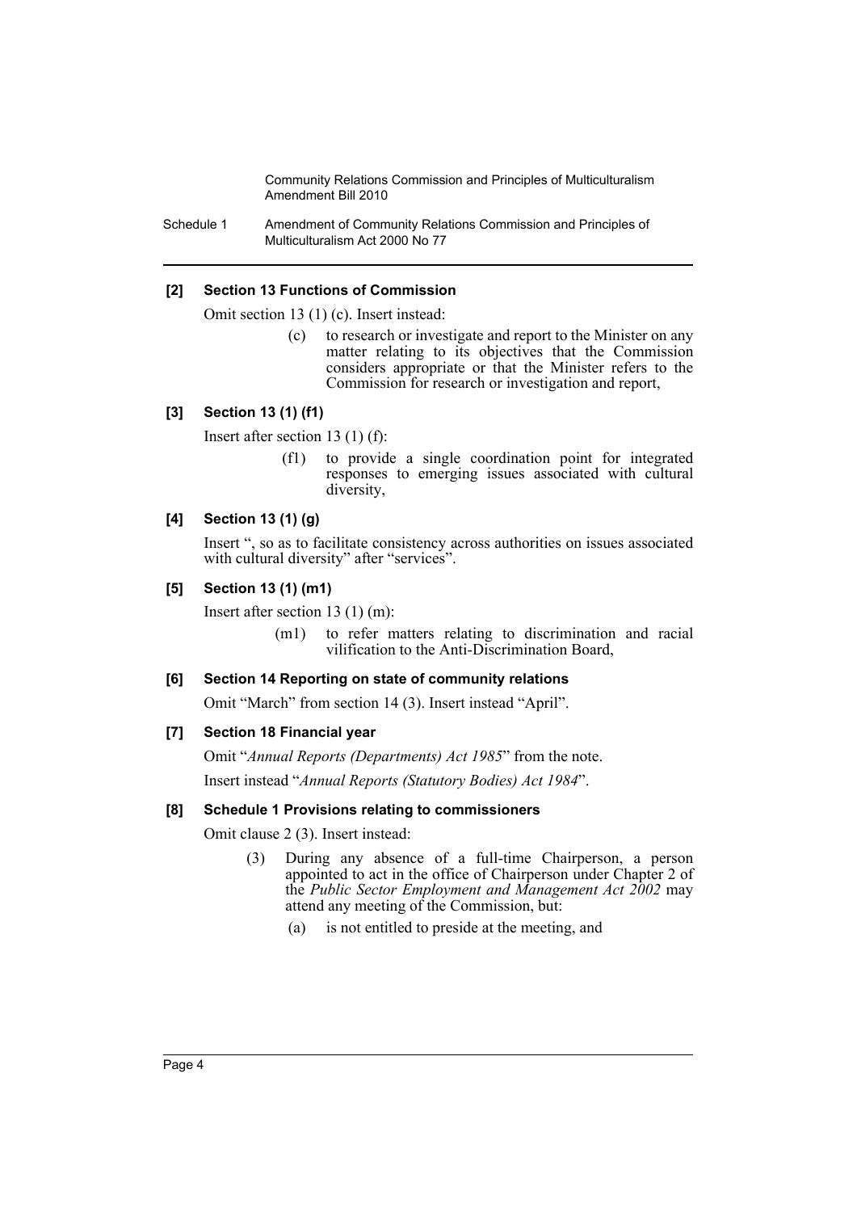### [2] Section 13 Functions of Commission

Omit section 13 (1) (c). Insert instead:

> (c) to research or investigate and report to the Minister on any matter relating to its objectives that the Commission considers appropriate or that the Minister refers to the Commission for research or investigation and report,

### [3] Section 13 (1) (f1)

Insert after section 13 (1) (f):

> (f1) to provide a single coordination point for integrated responses to emerging issues associated with cultural diversity,

### [4] Section 13 (1) (g)

Insert ", so as to facilitate consistency across authorities on issues associated with cultural diversity" after "services".

### [5] Section 13 (1) (m1)

Insert after section 13 (1) (m):

> (m1) to refer matters relating to discrimination and racial vilification to the Anti-Discrimination Board,

### [6] Section 14 Reporting on state of community relations

Omit "March" from section 14 (3). Insert instead "April".

### [7] Section 18 Financial year

Omit "*Annual Reports (Departments) Act 1985*" from the note.

Insert instead "*Annual Reports (Statutory Bodies) Act 1984*".

### [8] Schedule 1 Provisions relating to commissioners

Omit clause 2 (3). Insert instead:

> (3) During any absence of a full-time Chairperson, a person appointed to act in the office of Chairperson under Chapter 2 of the *Public Sector Employment and Management Act 2002* may attend any meeting of the Commission, but:
>
> (a) is not entitled to preside at the meeting, and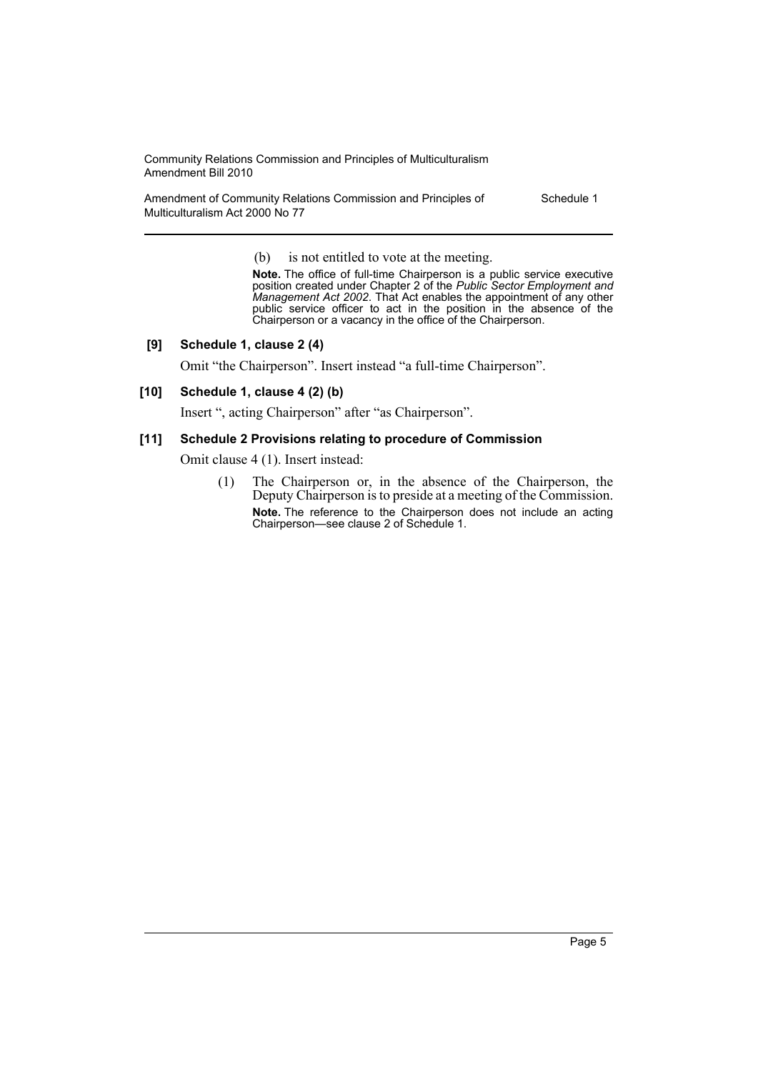(b) is not entitled to vote at the meeting.

**Note.** The office of full-time Chairperson is a public service executive position created under Chapter 2 of the *Public Sector Employment and Management Act 2002*. That Act enables the appointment of any other public service officer to act in the position in the absence of the Chairperson or a vacancy in the office of the Chairperson.

**[9] Schedule 1, clause 2 (4)**

Omit "the Chairperson". Insert instead "a full-time Chairperson".

**[10] Schedule 1, clause 4 (2) (b)**

Insert ", acting Chairperson" after "as Chairperson".

**[11] Schedule 2 Provisions relating to procedure of Commission**

Omit clause 4 (1). Insert instead:

(1) The Chairperson or, in the absence of the Chairperson, the Deputy Chairperson is to preside at a meeting of the Commission.

**Note.** The reference to the Chairperson does not include an acting Chairperson—see clause 2 of Schedule 1.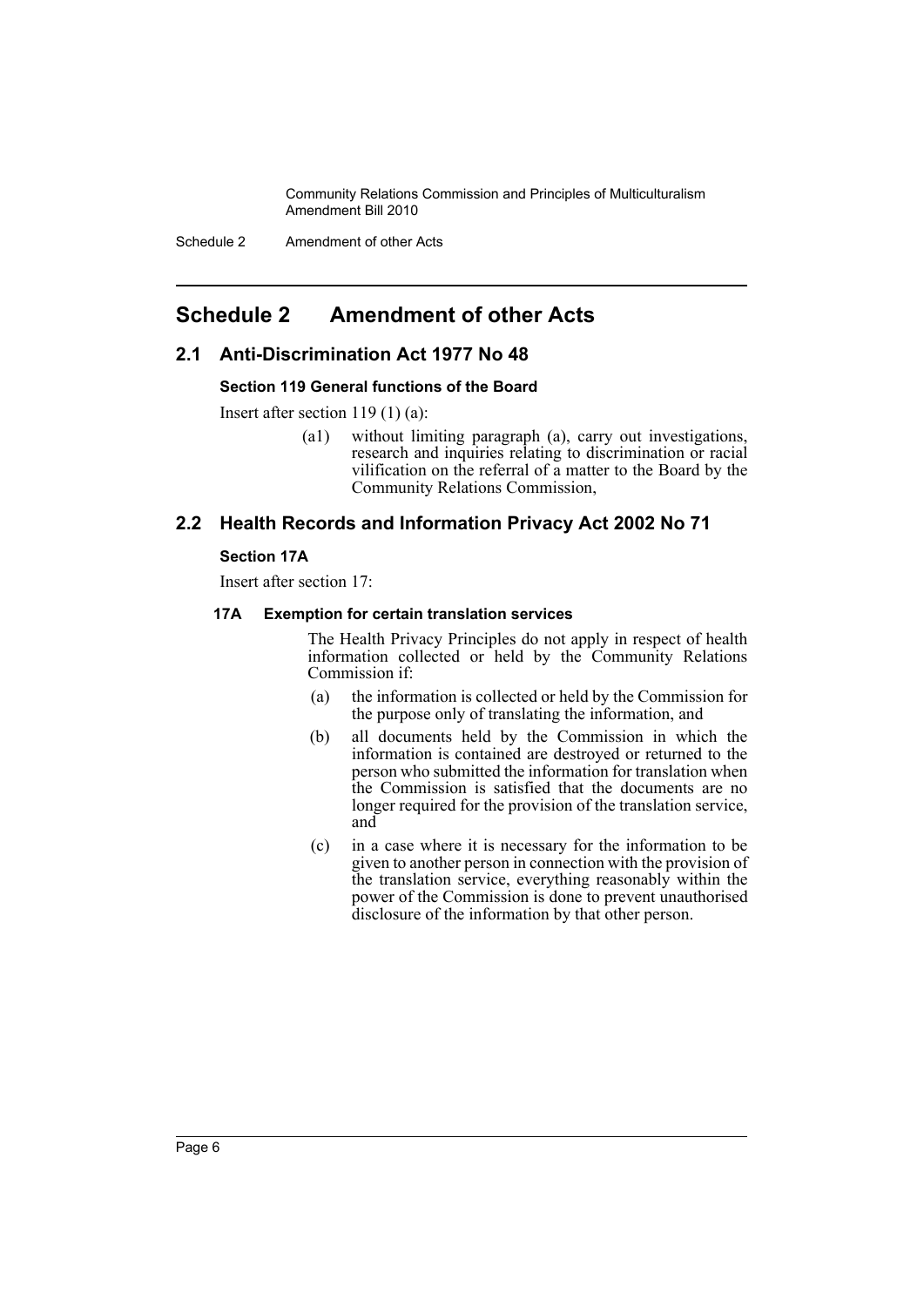# Schedule 2 Amendment of other Acts

## 2.1 Anti-Discrimination Act 1977 No 48

### Section 119 General functions of the Board

Insert after section 119 (1) (a):

> (a1) without limiting paragraph (a), carry out investigations, research and inquiries relating to discrimination or racial vilification on the referral of a matter to the Board by the Community Relations Commission,

## 2.2 Health Records and Information Privacy Act 2002 No 71

### Section 17A

Insert after section 17:

#### 17A Exemption for certain translation services

The Health Privacy Principles do not apply in respect of health information collected or held by the Community Relations Commission if:

(a) the information is collected or held by the Commission for the purpose only of translating the information, and

(b) all documents held by the Commission in which the information is contained are destroyed or returned to the person who submitted the information for translation when the Commission is satisfied that the documents are no longer required for the provision of the translation service, and

(c) in a case where it is necessary for the information to be given to another person in connection with the provision of the translation service, everything reasonably within the power of the Commission is done to prevent unauthorised disclosure of the information by that other person.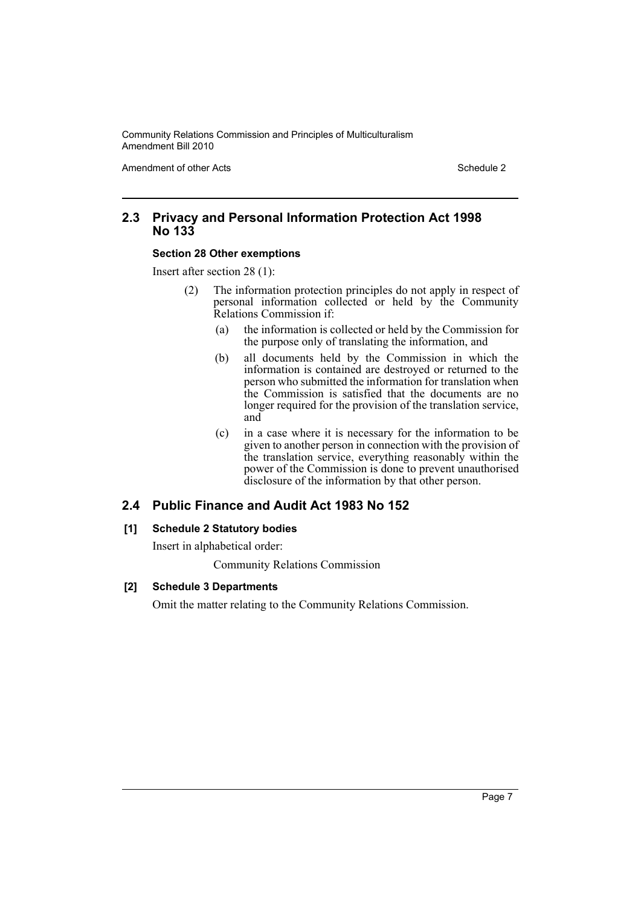## 2.3 Privacy and Personal Information Protection Act 1998 No 133

**Section 28 Other exemptions**

Insert after section 28 (1):

(2) The information protection principles do not apply in respect of personal information collected or held by the Community Relations Commission if:

(a) the information is collected or held by the Commission for the purpose only of translating the information, and

(b) all documents held by the Commission in which the information is contained are destroyed or returned to the person who submitted the information for translation when the Commission is satisfied that the documents are no longer required for the provision of the translation service, and

(c) in a case where it is necessary for the information to be given to another person in connection with the provision of the translation service, everything reasonably within the power of the Commission is done to prevent unauthorised disclosure of the information by that other person.

## 2.4 Public Finance and Audit Act 1983 No 152

**[1] Schedule 2 Statutory bodies**

Insert in alphabetical order:

Community Relations Commission

**[2] Schedule 3 Departments**

Omit the matter relating to the Community Relations Commission.